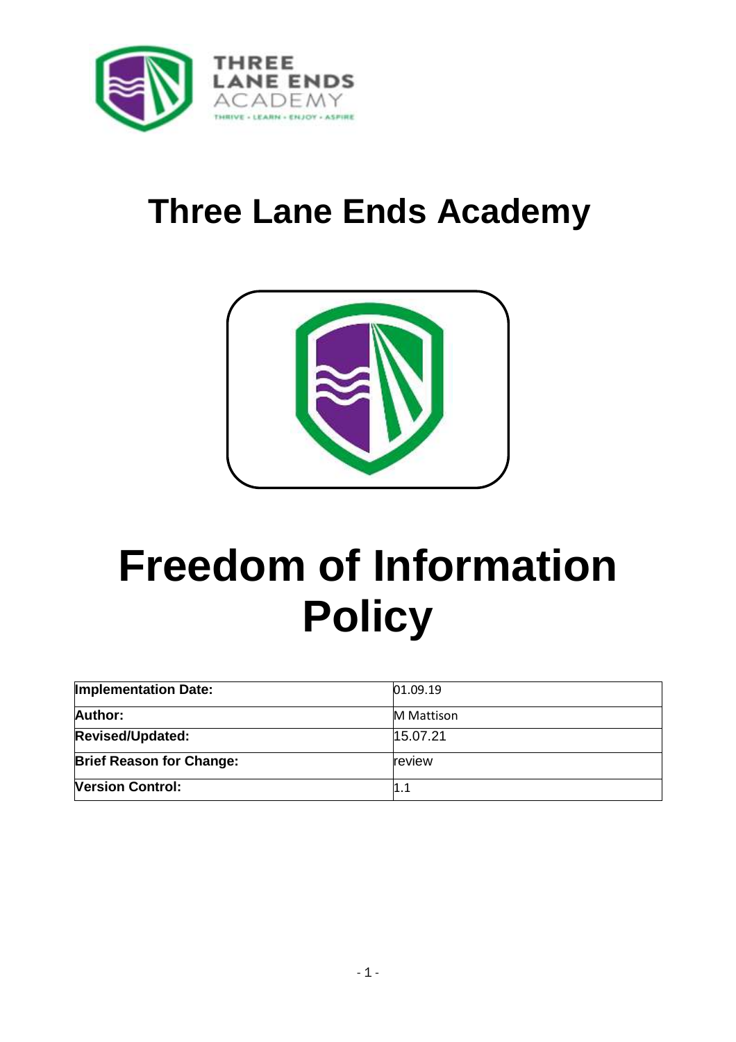# Three Lane Ends Academy

# Freedom of Information Policy

| Implementation Date: | 01.09.19 |
|---|---|
| Author: | M Mattison |
| Revised/Updated: | 15.07.21 |
| Brief Reason for Change: | review |
| Version Control: | 1.1 |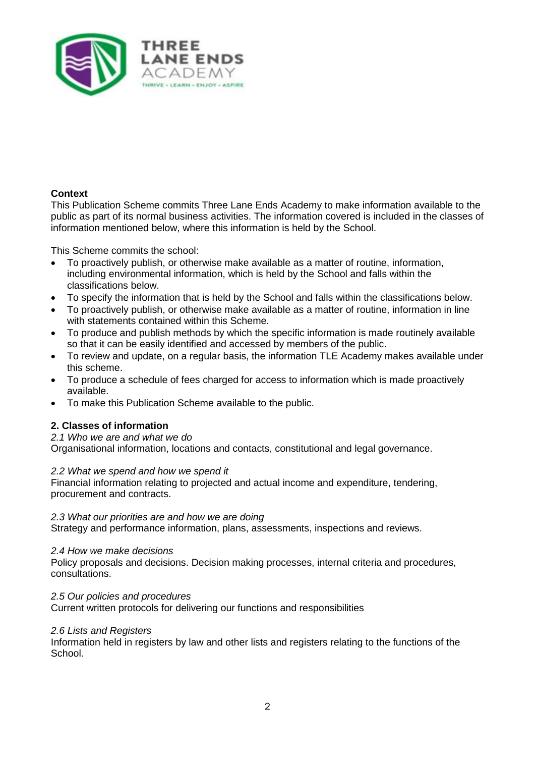**Context**

This Publication Scheme commits Three Lane Ends Academy to make information available to the public as part of its normal business activities. The information covered is included in the classes of information mentioned below, where this information is held by the School.

This Scheme commits the school:

- To proactively publish, or otherwise make available as a matter of routine, information, including environmental information, which is held by the School and falls within the classifications below.
- To specify the information that is held by the School and falls within the classifications below.
- To proactively publish, or otherwise make available as a matter of routine, information in line with statements contained within this Scheme.
- To produce and publish methods by which the specific information is made routinely available so that it can be easily identified and accessed by members of the public.
- To review and update, on a regular basis, the information TLE Academy makes available under this scheme.
- To produce a schedule of fees charged for access to information which is made proactively available.
- To make this Publication Scheme available to the public.

**2. Classes of information**

*2.1 Who we are and what we do*

Organisational information, locations and contacts, constitutional and legal governance.

*2.2 What we spend and how we spend it*

Financial information relating to projected and actual income and expenditure, tendering, procurement and contracts.

*2.3 What our priorities are and how we are doing*

Strategy and performance information, plans, assessments, inspections and reviews.

*2.4 How we make decisions*

Policy proposals and decisions. Decision making processes, internal criteria and procedures, consultations.

*2.5 Our policies and procedures*

Current written protocols for delivering our functions and responsibilities

*2.6 Lists and Registers*

Information held in registers by law and other lists and registers relating to the functions of the School.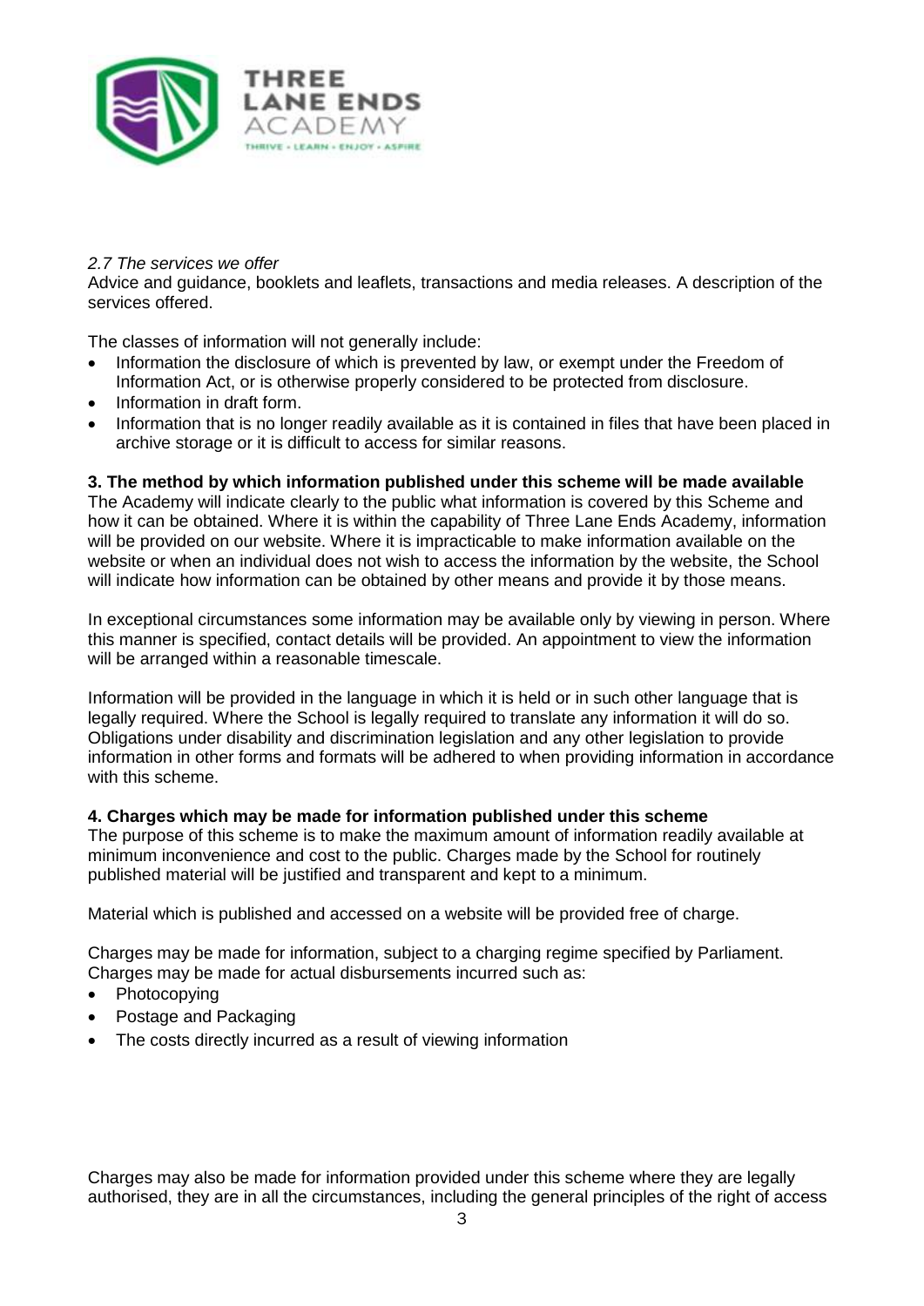*2.7 The services we offer*
Advice and guidance, booklets and leaflets, transactions and media releases. A description of the services offered.

The classes of information will not generally include:

- Information the disclosure of which is prevented by law, or exempt under the Freedom of Information Act, or is otherwise properly considered to be protected from disclosure.
- Information in draft form.
- Information that is no longer readily available as it is contained in files that have been placed in archive storage or it is difficult to access for similar reasons.

**3. The method by which information published under this scheme will be made available**
The Academy will indicate clearly to the public what information is covered by this Scheme and how it can be obtained. Where it is within the capability of Three Lane Ends Academy, information will be provided on our website. Where it is impracticable to make information available on the website or when an individual does not wish to access the information by the website, the School will indicate how information can be obtained by other means and provide it by those means.

In exceptional circumstances some information may be available only by viewing in person. Where this manner is specified, contact details will be provided. An appointment to view the information will be arranged within a reasonable timescale.

Information will be provided in the language in which it is held or in such other language that is legally required. Where the School is legally required to translate any information it will do so. Obligations under disability and discrimination legislation and any other legislation to provide information in other forms and formats will be adhered to when providing information in accordance with this scheme.

**4. Charges which may be made for information published under this scheme**
The purpose of this scheme is to make the maximum amount of information readily available at minimum inconvenience and cost to the public. Charges made by the School for routinely published material will be justified and transparent and kept to a minimum.

Material which is published and accessed on a website will be provided free of charge.

Charges may be made for information, subject to a charging regime specified by Parliament. Charges may be made for actual disbursements incurred such as:

- Photocopying
- Postage and Packaging
- The costs directly incurred as a result of viewing information

Charges may also be made for information provided under this scheme where they are legally authorised, they are in all the circumstances, including the general principles of the right of access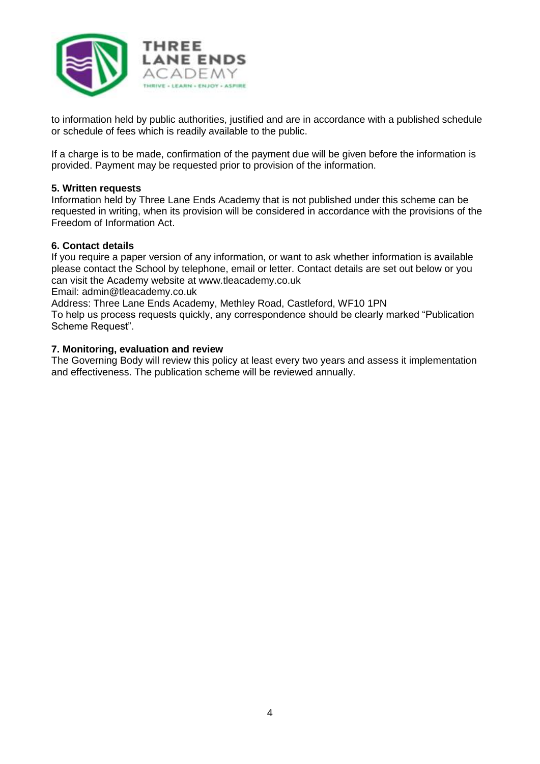to information held by public authorities, justified and are in accordance with a published schedule or schedule of fees which is readily available to the public.

If a charge is to be made, confirmation of the payment due will be given before the information is provided. Payment may be requested prior to provision of the information.

**5. Written requests**

Information held by Three Lane Ends Academy that is not published under this scheme can be requested in writing, when its provision will be considered in accordance with the provisions of the Freedom of Information Act.

**6. Contact details**

If you require a paper version of any information, or want to ask whether information is available please contact the School by telephone, email or letter. Contact details are set out below or you can visit the Academy website at www.tleacademy.co.uk

Email: admin@tleacademy.co.uk

Address: Three Lane Ends Academy, Methley Road, Castleford, WF10 1PN

To help us process requests quickly, any correspondence should be clearly marked "Publication Scheme Request".

**7. Monitoring, evaluation and review**

The Governing Body will review this policy at least every two years and assess it implementation and effectiveness. The publication scheme will be reviewed annually.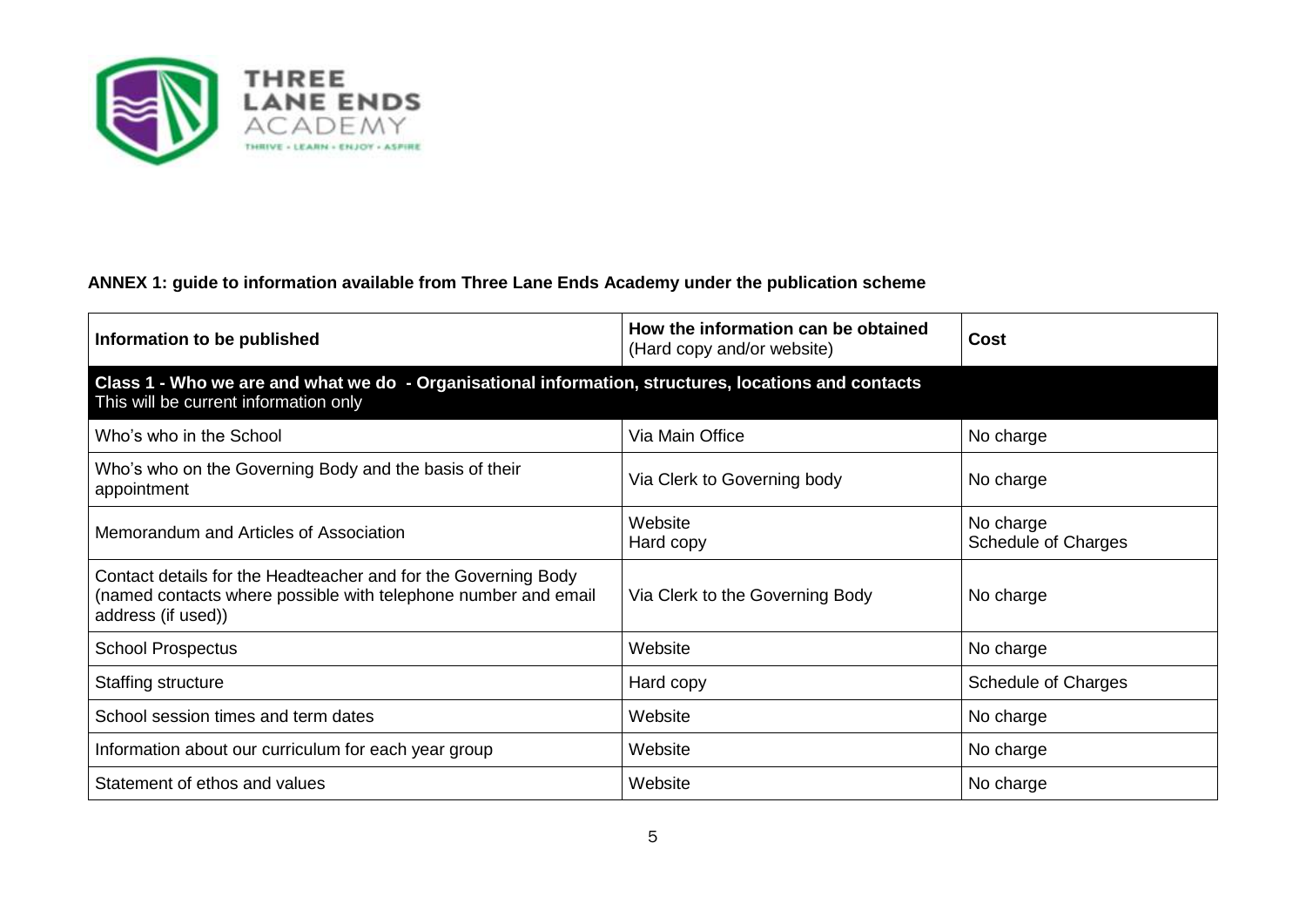**ANNEX 1: guide to information available from Three Lane Ends Academy under the publication scheme**

| Information to be published | How the information can be obtained (Hard copy and/or website) | Cost |
|---|---|---|
| **Class 1 - Who we are and what we do - Organisational information, structures, locations and contacts** This will be current information only | | |
| Who's who in the School | Via Main Office | No charge |
| Who's who on the Governing Body and the basis of their appointment | Via Clerk to Governing body | No charge |
| Memorandum and Articles of Association | Website<br>Hard copy | No charge<br>Schedule of Charges |
| Contact details for the Headteacher and for the Governing Body (named contacts where possible with telephone number and email address (if used)) | Via Clerk to the Governing Body | No charge |
| School Prospectus | Website | No charge |
| Staffing structure | Hard copy | Schedule of Charges |
| School session times and term dates | Website | No charge |
| Information about our curriculum for each year group | Website | No charge |
| Statement of ethos and values | Website | No charge |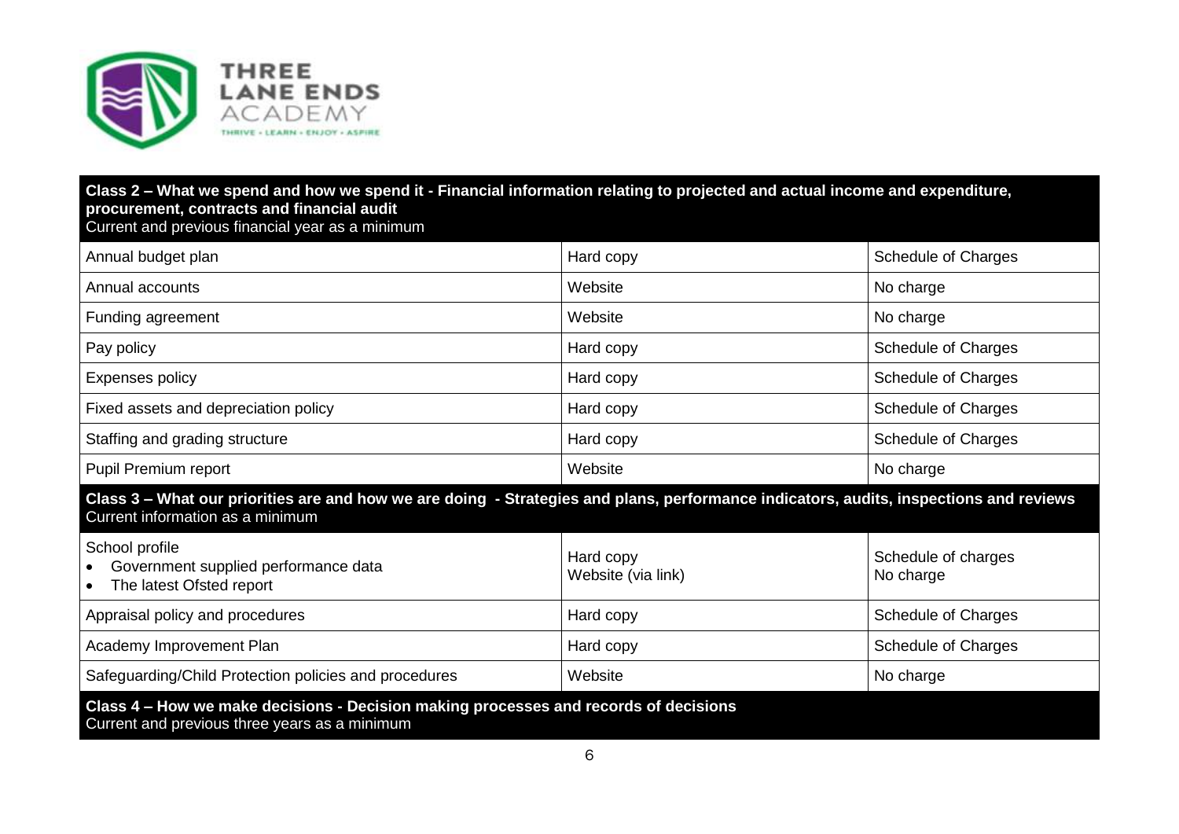| Class 2 – What we spend and how we spend it - Financial information relating to projected and actual income and expenditure, procurement, contracts and financial audit<br>Current and previous financial year as a minimum | | |
|---|---|---|
| Annual budget plan | Hard copy | Schedule of Charges |
| Annual accounts | Website | No charge |
| Funding agreement | Website | No charge |
| Pay policy | Hard copy | Schedule of Charges |
| Expenses policy | Hard copy | Schedule of Charges |
| Fixed assets and depreciation policy | Hard copy | Schedule of Charges |
| Staffing and grading structure | Hard copy | Schedule of Charges |
| Pupil Premium report | Website | No charge |
| **Class 3 – What our priorities are and how we are doing - Strategies and plans, performance indicators, audits, inspections and reviews**<br>Current information as a minimum | | |
| School profile<br>• Government supplied performance data<br>• The latest Ofsted report | Hard copy<br>Website (via link) | Schedule of charges<br>No charge |
| Appraisal policy and procedures | Hard copy | Schedule of Charges |
| Academy Improvement Plan | Hard copy | Schedule of Charges |
| Safeguarding/Child Protection policies and procedures | Website | No charge |
| **Class 4 – How we make decisions - Decision making processes and records of decisions**<br>Current and previous three years as a minimum | | |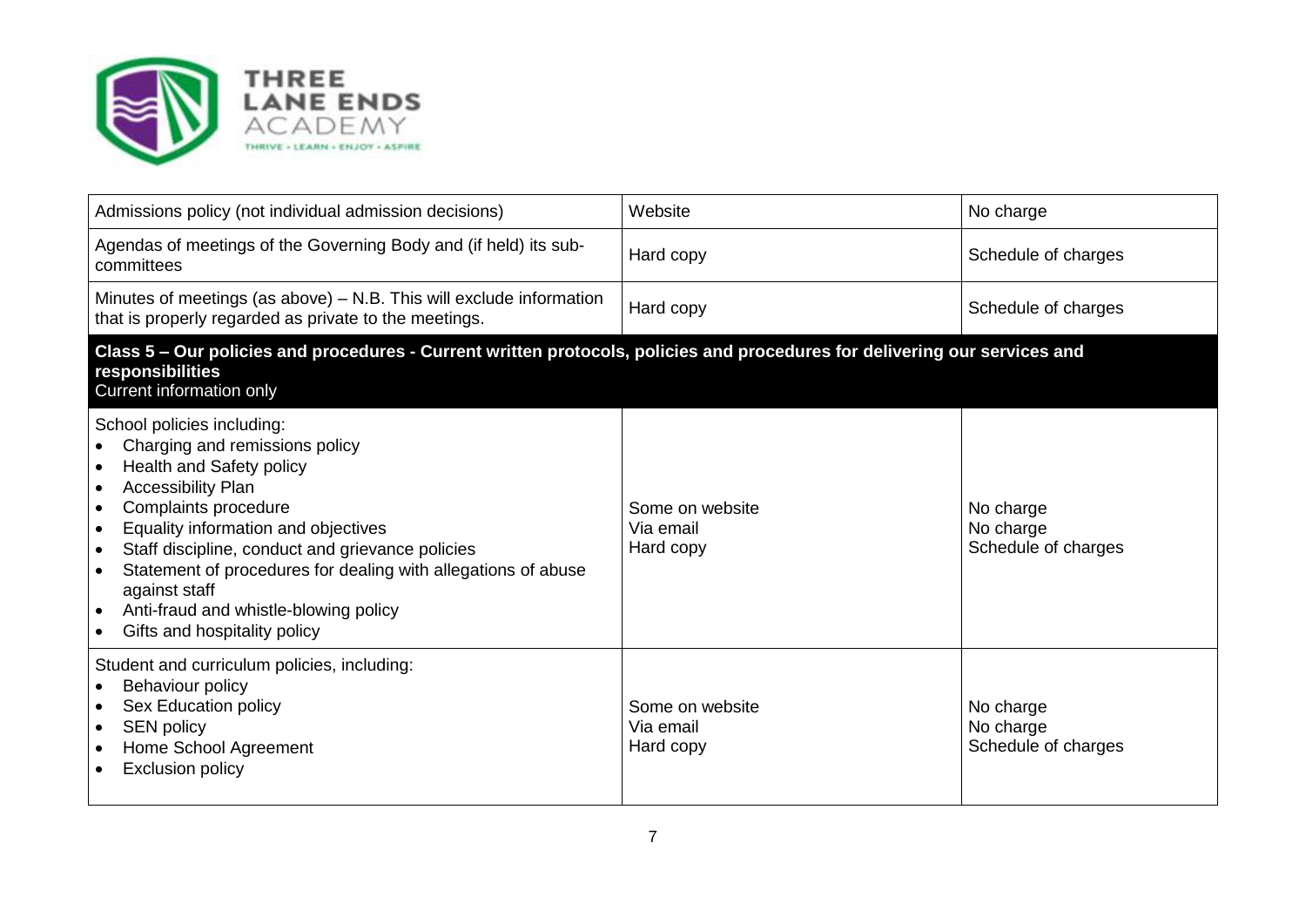| | | |
|---|---|---|
| Admissions policy (not individual admission decisions) | Website | No charge |
| Agendas of meetings of the Governing Body and (if held) its sub-committees | Hard copy | Schedule of charges |
| Minutes of meetings (as above) – N.B. This will exclude information that is properly regarded as private to the meetings. | Hard copy | Schedule of charges |
| **Class 5 – Our policies and procedures - Current written protocols, policies and procedures for delivering our services and responsibilities**<br>Current information only | | |
| School policies including:<br>• Charging and remissions policy<br>• Health and Safety policy<br>• Accessibility Plan<br>• Complaints procedure<br>• Equality information and objectives<br>• Staff discipline, conduct and grievance policies<br>• Statement of procedures for dealing with allegations of abuse against staff<br>• Anti-fraud and whistle-blowing policy<br>• Gifts and hospitality policy | Some on website<br>Via email<br>Hard copy | No charge<br>No charge<br>Schedule of charges |
| Student and curriculum policies, including:<br>• Behaviour policy<br>• Sex Education policy<br>• SEN policy<br>• Home School Agreement<br>• Exclusion policy | Some on website<br>Via email<br>Hard copy | No charge<br>No charge<br>Schedule of charges |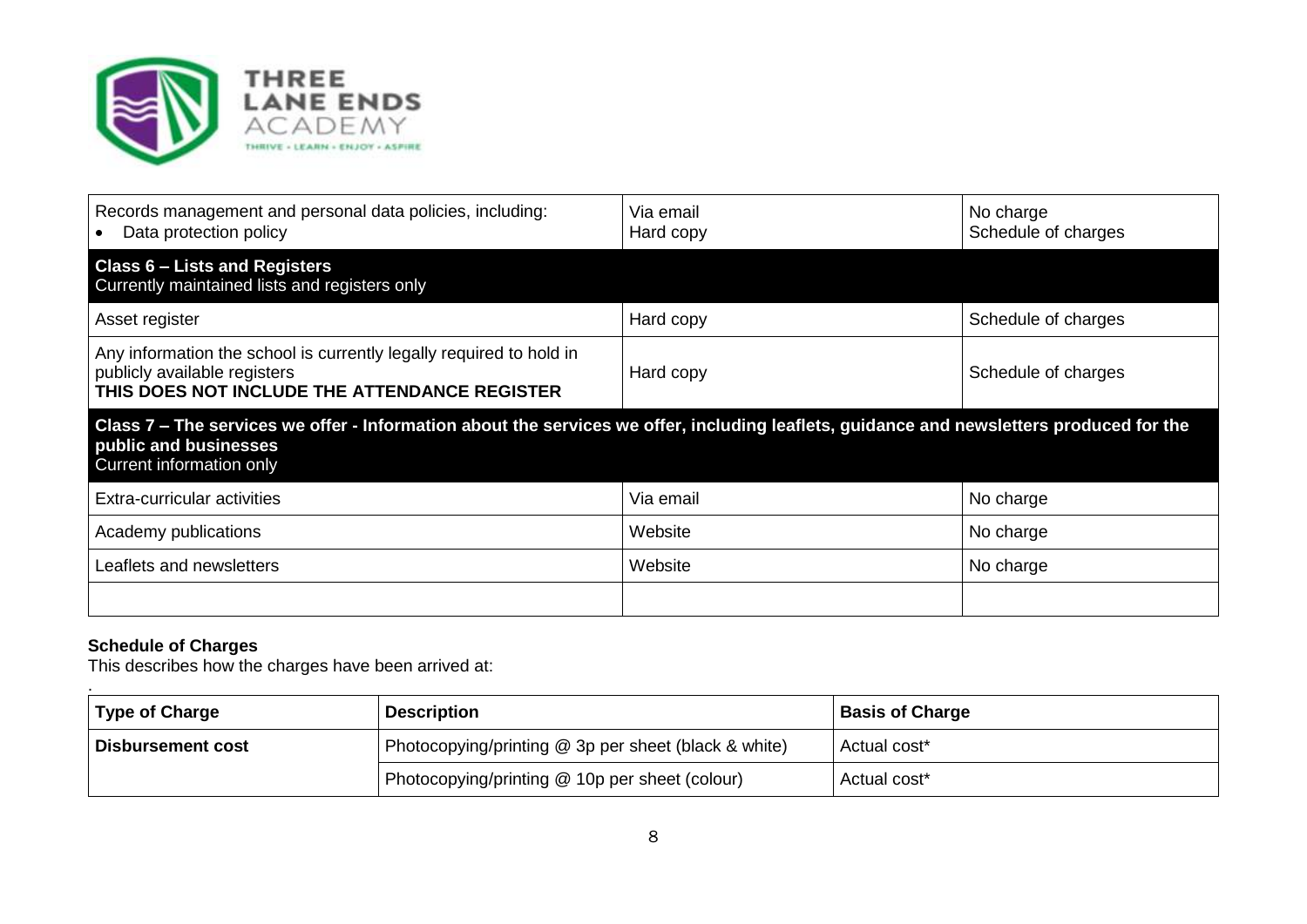| | | |
|---|---|---|
| Records management and personal data policies, including:<br>• Data protection policy | Via email<br>Hard copy | No charge<br>Schedule of charges |
| **Class 6 – Lists and Registers**<br>Currently maintained lists and registers only | | |
| Asset register | Hard copy | Schedule of charges |
| Any information the school is currently legally required to hold in publicly available registers<br>**THIS DOES NOT INCLUDE THE ATTENDANCE REGISTER** | Hard copy | Schedule of charges |
| **Class 7 – The services we offer - Information about the services we offer, including leaflets, guidance and newsletters produced for the public and businesses**<br>Current information only | | |
| Extra-curricular activities | Via email | No charge |
| Academy publications | Website | No charge |
| Leaflets and newsletters | Website | No charge |
| | | |

**Schedule of Charges**

This describes how the charges have been arrived at:

.

| Type of Charge | Description | Basis of Charge |
|---|---|---|
| **Disbursement cost** | Photocopying/printing @ 3p per sheet (black & white) | Actual cost* |
| | Photocopying/printing @ 10p per sheet (colour) | Actual cost* |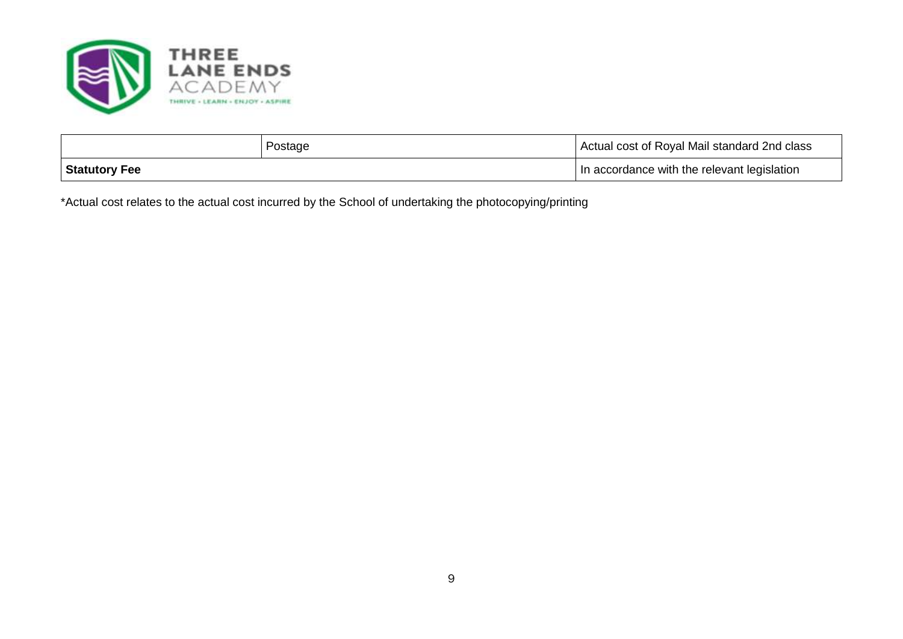| | | |
|---|---|---|
| | Postage | Actual cost of Royal Mail standard 2nd class |
| **Statutory Fee** | | In accordance with the relevant legislation |

*Actual cost relates to the actual cost incurred by the School of undertaking the photocopying/printing